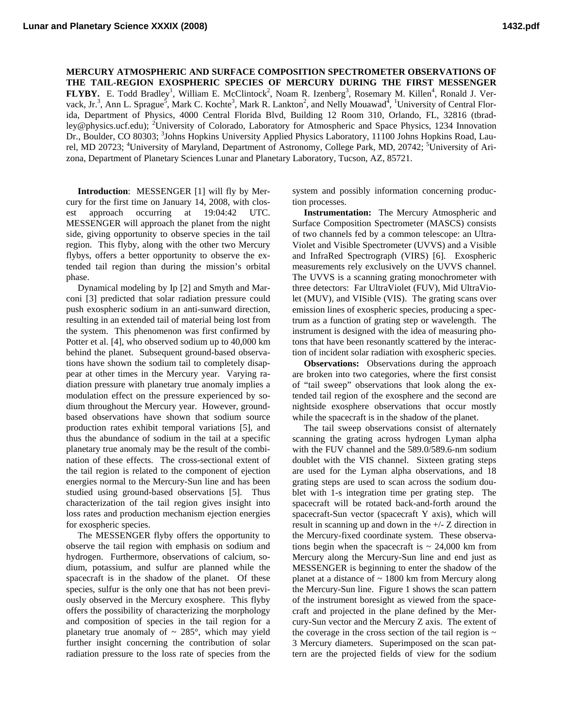# MERCURY ATMOSPHERIC AND SURFACE COMPOSITION SPECTROMETER OBSERVATIONS OF THE TAIL-REGION EXOSPHERIC SPECIES OF MERCURY DURING THE FIRST MESSENGER FLYBY.

E. Todd Bradley[1], William E. McClintock[2], Noam R. Izenberg[3], Rosemary M. Killen[4], Ronald J. Vervack, Jr.[3], Ann L. Sprague[5], Mark C. Kochte[3], Mark R. Lankton[2], and Nelly Mouawad[4], [1]University of Central Florida, Department of Physics, 4000 Central Florida Blvd, Building 12 Room 310, Orlando, FL, 32816 (tbradley@physics.ucf.edu); [2]University of Colorado, Laboratory for Atmospheric and Space Physics, 1234 Innovation Dr., Boulder, CO 80303; [3]Johns Hopkins University Applied Physics Laboratory, 11100 Johns Hopkins Road, Laurel, MD 20723; [4]University of Maryland, Department of Astronomy, College Park, MD, 20742; [5]University of Arizona, Department of Planetary Sciences Lunar and Planetary Laboratory, Tucson, AZ, 85721.

**Introduction**: MESSENGER [1] will fly by Mercury for the first time on January 14, 2008, with closest approach occurring at 19:04:42 UTC. MESSENGER will approach the planet from the night side, giving opportunity to observe species in the tail region. This flyby, along with the other two Mercury flybys, offers a better opportunity to observe the extended tail region than during the mission's orbital phase.

Dynamical modeling by Ip [2] and Smyth and Marconi [3] predicted that solar radiation pressure could push exospheric sodium in an anti-sunward direction, resulting in an extended tail of material being lost from the system. This phenomenon was first confirmed by Potter et al. [4], who observed sodium up to 40,000 km behind the planet. Subsequent ground-based observations have shown the sodium tail to completely disappear at other times in the Mercury year. Varying radiation pressure with planetary true anomaly implies a modulation effect on the pressure experienced by sodium throughout the Mercury year. However, ground-based observations have shown that sodium source production rates exhibit temporal variations [5], and thus the abundance of sodium in the tail at a specific planetary true anomaly may be the result of the combination of these effects. The cross-sectional extent of the tail region is related to the component of ejection energies normal to the Mercury-Sun line and has been studied using ground-based observations [5]. Thus characterization of the tail region gives insight into loss rates and production mechanism ejection energies for exospheric species.

The MESSENGER flyby offers the opportunity to observe the tail region with emphasis on sodium and hydrogen. Furthermore, observations of calcium, sodium, potassium, and sulfur are planned while the spacecraft is in the shadow of the planet. Of these species, sulfur is the only one that has not been previously observed in the Mercury exosphere. This flyby offers the possibility of characterizing the morphology and composition of species in the tail region for a planetary true anomaly of ~ 285°, which may yield further insight concerning the contribution of solar radiation pressure to the loss rate of species from the system and possibly information concerning production processes.

**Instrumentation:** The Mercury Atmospheric and Surface Composition Spectrometer (MASCS) consists of two channels fed by a common telescope: an UltraViolet and Visible Spectrometer (UVVS) and a Visible and InfraRed Spectrograph (VIRS) [6]. Exospheric measurements rely exclusively on the UVVS channel. The UVVS is a scanning grating monochrometer with three detectors: Far UltraViolet (FUV), Mid UltraViolet (MUV), and VISible (VIS). The grating scans over emission lines of exospheric species, producing a spectrum as a function of grating step or wavelength. The instrument is designed with the idea of measuring photons that have been resonantly scattered by the interaction of incident solar radiation with exospheric species.

**Observations:** Observations during the approach are broken into two categories, where the first consist of "tail sweep" observations that look along the extended tail region of the exosphere and the second are nightside exosphere observations that occur mostly while the spacecraft is in the shadow of the planet.

The tail sweep observations consist of alternately scanning the grating across hydrogen Lyman alpha with the FUV channel and the 589.0/589.6-nm sodium doublet with the VIS channel. Sixteen grating steps are used for the Lyman alpha observations, and 18 grating steps are used to scan across the sodium doublet with 1-s integration time per grating step. The spacecraft will be rotated back-and-forth around the spacecraft-Sun vector (spacecraft Y axis), which will result in scanning up and down in the +/- Z direction in the Mercury-fixed coordinate system. These observations begin when the spacecraft is ~ 24,000 km from Mercury along the Mercury-Sun line and end just as MESSENGER is beginning to enter the shadow of the planet at a distance of ~ 1800 km from Mercury along the Mercury-Sun line. Figure 1 shows the scan pattern of the instrument boresight as viewed from the spacecraft and projected in the plane defined by the Mercury-Sun vector and the Mercury Z axis. The extent of the coverage in the cross section of the tail region is ~ 3 Mercury diameters. Superimposed on the scan pattern are the projected fields of view for the sodium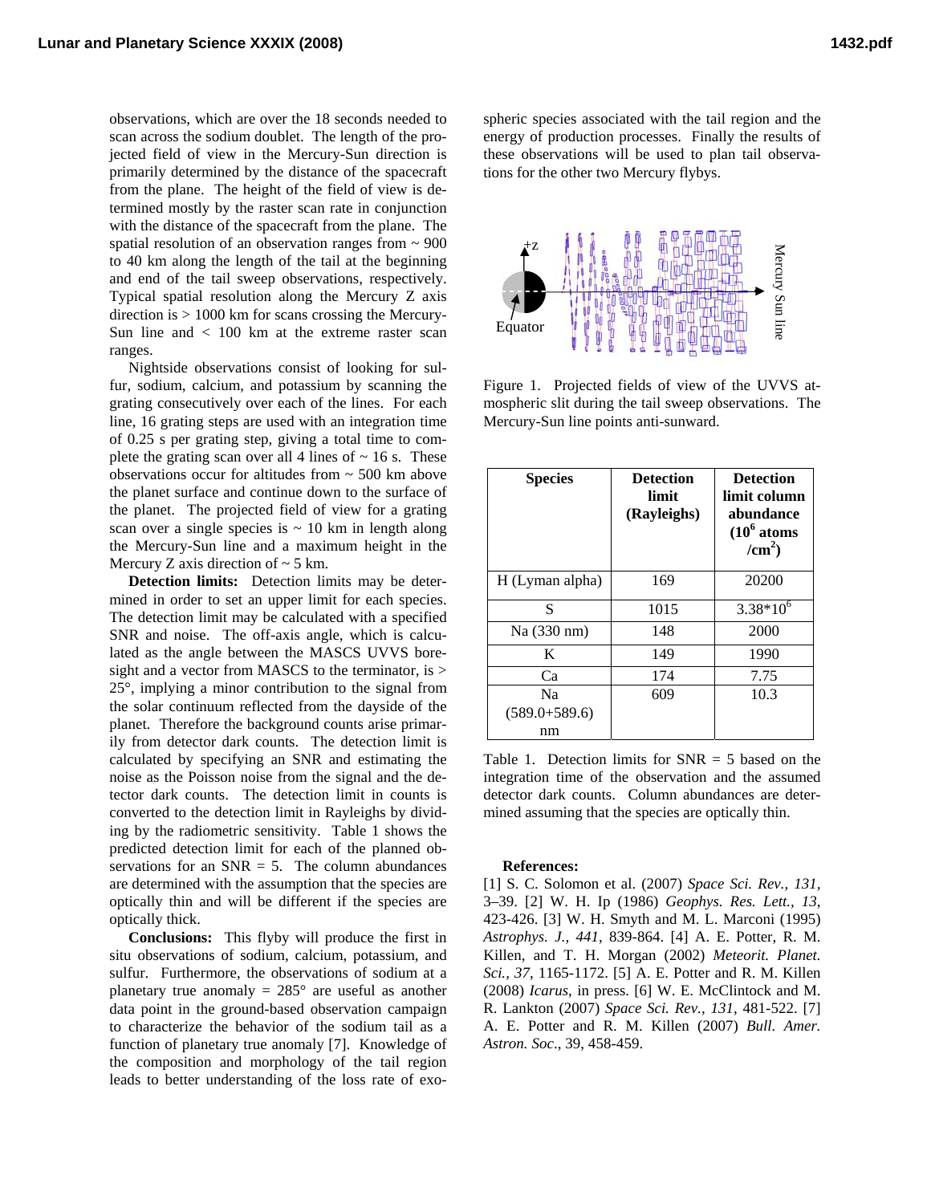observations, which are over the 18 seconds needed to scan across the sodium doublet. The length of the projected field of view in the Mercury-Sun direction is primarily determined by the distance of the spacecraft from the plane. The height of the field of view is determined mostly by the raster scan rate in conjunction with the distance of the spacecraft from the plane. The spatial resolution of an observation ranges from ~ 900 to 40 km along the length of the tail at the beginning and end of the tail sweep observations, respectively. Typical spatial resolution along the Mercury Z axis direction is > 1000 km for scans crossing the Mercury-Sun line and < 100 km at the extreme raster scan ranges.

Nightside observations consist of looking for sulfur, sodium, calcium, and potassium by scanning the grating consecutively over each of the lines. For each line, 16 grating steps are used with an integration time of 0.25 s per grating step, giving a total time to complete the grating scan over all 4 lines of ~ 16 s. These observations occur for altitudes from ~ 500 km above the planet surface and continue down to the surface of the planet. The projected field of view for a grating scan over a single species is ~ 10 km in length along the Mercury-Sun line and a maximum height in the Mercury Z axis direction of ~ 5 km.

**Detection limits:** Detection limits may be determined in order to set an upper limit for each species. The detection limit may be calculated with a specified SNR and noise. The off-axis angle, which is calculated as the angle between the MASCS UVVS boresight and a vector from MASCS to the terminator, is > 25°, implying a minor contribution to the signal from the solar continuum reflected from the dayside of the planet. Therefore the background counts arise primarily from detector dark counts. The detection limit is calculated by specifying an SNR and estimating the noise as the Poisson noise from the signal and the detector dark counts. The detection limit in counts is converted to the detection limit in Rayleighs by dividing by the radiometric sensitivity. Table 1 shows the predicted detection limit for each of the planned observations for an SNR = 5. The column abundances are determined with the assumption that the species are optically thin and will be different if the species are optically thick.

**Conclusions:** This flyby will produce the first in situ observations of sodium, calcium, potassium, and sulfur. Furthermore, the observations of sodium at a planetary true anomaly = 285° are useful as another data point in the ground-based observation campaign to characterize the behavior of the sodium tail as a function of planetary true anomaly [7]. Knowledge of the composition and morphology of the tail region leads to better understanding of the loss rate of exospheric species associated with the tail region and the energy of production processes. Finally the results of these observations will be used to plan tail observations for the other two Mercury flybys.

+z

Equator

Mercury Sun line

Figure 1. Projected fields of view of the UVVS atmospheric slit during the tail sweep observations. The Mercury-Sun line points anti-sunward.

| Species | Detection limit (Rayleighs) | Detection limit column abundance ($10^6$ atoms $/cm^2$) |
|---|---|---|
| H (Lyman alpha) | 169 | 20200 |
| S | 1015 | $3.38*10^6$ |
| Na (330 nm) | 148 | 2000 |
| K | 149 | 1990 |
| Ca | 174 | 7.75 |
| Na (589.0+589.6) nm | 609 | 10.3 |

Table 1. Detection limits for SNR = 5 based on the integration time of the observation and the assumed detector dark counts. Column abundances are determined assuming that the species are optically thin.

**References:**
[1] S. C. Solomon et al. (2007) *Space Sci. Rev., 131*, 3–39. [2] W. H. Ip (1986) *Geophys. Res. Lett., 13*, 423-426. [3] W. H. Smyth and M. L. Marconi (1995) *Astrophys. J., 441*, 839-864. [4] A. E. Potter, R. M. Killen, and T. H. Morgan (2002) *Meteorit. Planet. Sci., 37*, 1165-1172. [5] A. E. Potter and R. M. Killen (2008) *Icarus*, in press. [6] W. E. McClintock and M. R. Lankton (2007) *Space Sci. Rev., 131*, 481-522. [7] A. E. Potter and R. M. Killen (2007) *Bull. Amer. Astron. Soc.*, 39, 458-459.